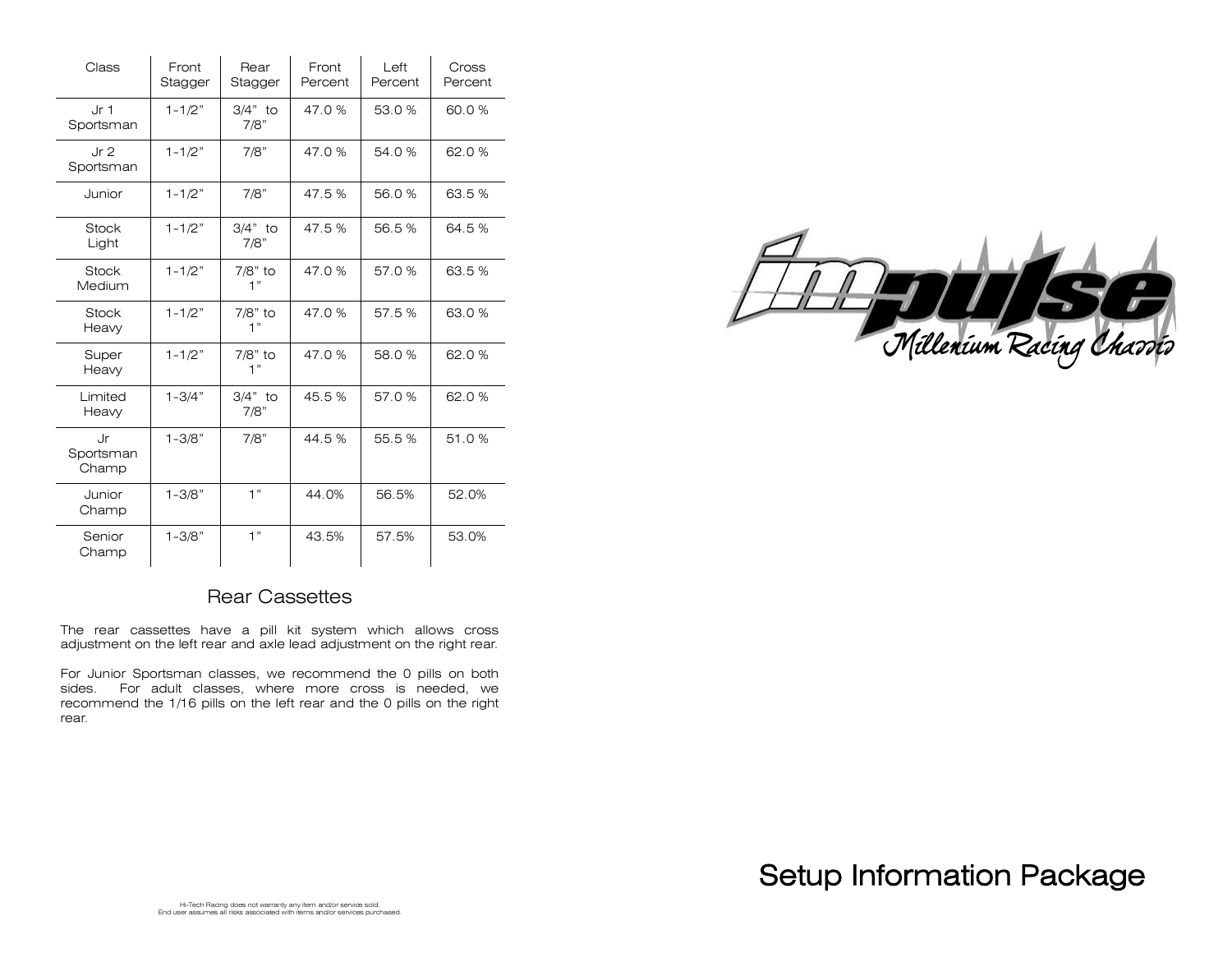| Class | Front Stagger | Rear Stagger | Front Percent | Left Percent | Cross Percent |
|---|---|---|---|---|---|
| Jr 1 Sportsman | 1-1/2" | 3/4" to 7/8" | 47.0 % | 53.0 % | 60.0 % |
| Jr 2 Sportsman | 1-1/2" | 7/8" | 47.0 % | 54.0 % | 62.0 % |
| Junior | 1-1/2" | 7/8" | 47.5 % | 56.0 % | 63.5 % |
| Stock Light | 1-1/2" | 3/4" to 7/8" | 47.5 % | 56.5 % | 64.5 % |
| Stock Medium | 1-1/2" | 7/8" to 1" | 47.0 % | 57.0 % | 63.5 % |
| Stock Heavy | 1-1/2" | 7/8" to 1" | 47.0 % | 57.5 % | 63.0 % |
| Super Heavy | 1-1/2" | 7/8" to 1" | 47.0 % | 58.0 % | 62.0 % |
| Limited Heavy | 1-3/4" | 3/4" to 7/8" | 45.5 % | 57.0 % | 62.0 % |
| Jr Sportsman Champ | 1-3/8" | 7/8" | 44.5 % | 55.5 % | 51.0 % |
| Junior Champ | 1-3/8" | 1" | 44.0% | 56.5% | 52.0% |
| Senior Champ | 1-3/8" | 1" | 43.5% | 57.5% | 53.0% |

## Rear Cassettes

The rear cassettes have a pill kit system which allows cross adjustment on the left rear and axle lead adjustment on the right rear.

For Junior Sportsman classes, we recommend the 0 pills on both sides. For adult classes, where more cross is needed, we recommend the 1/16 pills on the left rear and the 0 pills on the right rear.

Hi-Tech Racing does not warranty any item and/or service sold.
End user assumes all risks associated with items and/or services purchased.

# impulse

Millenium Racing Chassis

# Setup Information Package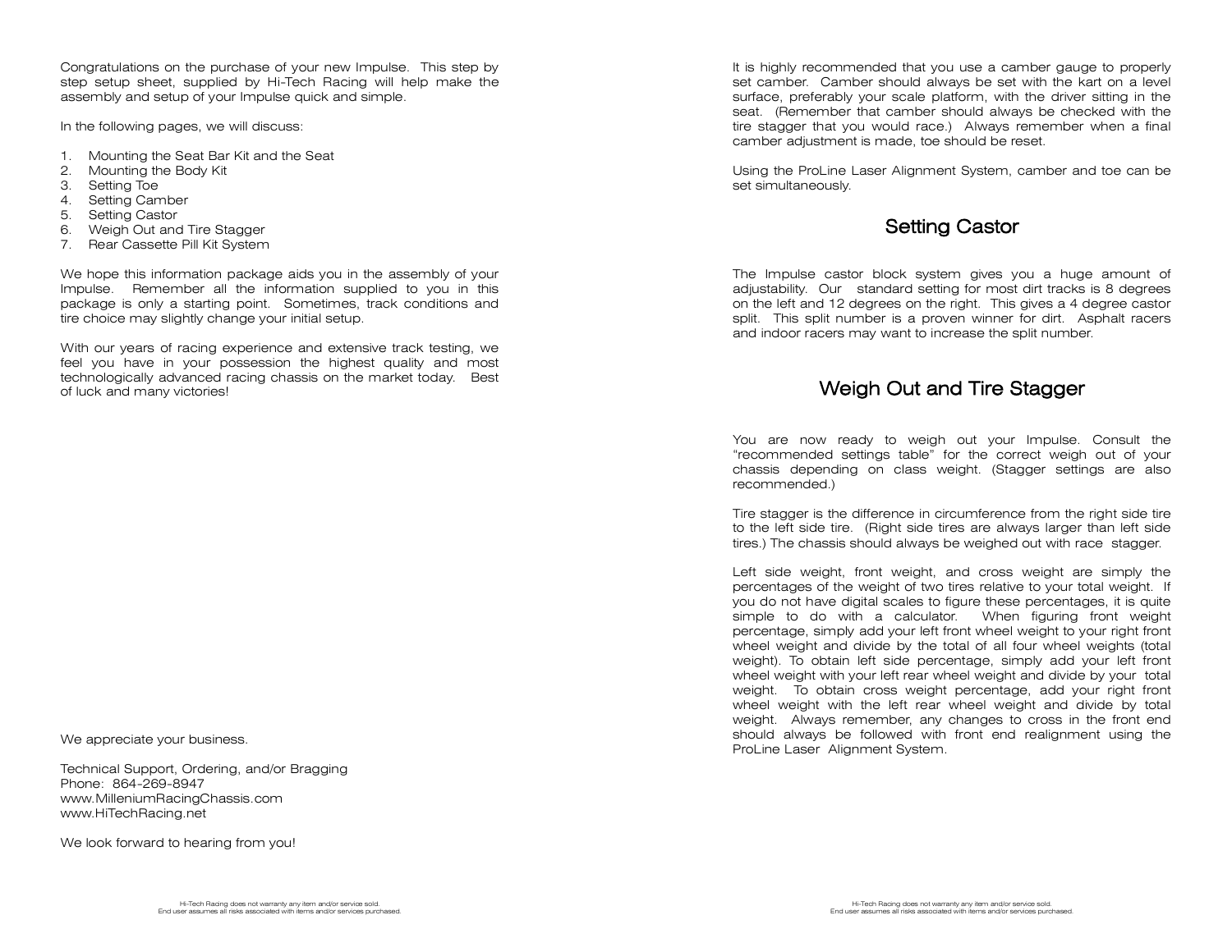Congratulations on the purchase of your new Impulse. This step by step setup sheet, supplied by Hi-Tech Racing will help make the assembly and setup of your Impulse quick and simple.

In the following pages, we will discuss:

1. Mounting the Seat Bar Kit and the Seat
2. Mounting the Body Kit
3. Setting Toe
4. Setting Camber
5. Setting Castor
6. Weigh Out and Tire Stagger
7. Rear Cassette Pill Kit System

We hope this information package aids you in the assembly of your Impulse. Remember all the information supplied to you in this package is only a starting point. Sometimes, track conditions and tire choice may slightly change your initial setup.

With our years of racing experience and extensive track testing, we feel you have in your possession the highest quality and most technologically advanced racing chassis on the market today. Best of luck and many victories!

We appreciate your business.

Technical Support, Ordering, and/or Bragging
Phone: 864-269-8947
www.MilleniumRacingChassis.com
www.HiTechRacing.net

We look forward to hearing from you!

Hi-Tech Racing does not warranty any item and/or service sold.
End user assumes all risks associated with items and/or services purchased.

It is highly recommended that you use a camber gauge to properly set camber. Camber should always be set with the kart on a level surface, preferably your scale platform, with the driver sitting in the seat. (Remember that camber should always be checked with the tire stagger that you would race.) Always remember when a final camber adjustment is made, toe should be reset.

Using the ProLine Laser Alignment System, camber and toe can be set simultaneously.

## Setting Castor

The Impulse castor block system gives you a huge amount of adjustability. Our standard setting for most dirt tracks is 8 degrees on the left and 12 degrees on the right. This gives a 4 degree castor split. This split number is a proven winner for dirt. Asphalt racers and indoor racers may want to increase the split number.

## Weigh Out and Tire Stagger

You are now ready to weigh out your Impulse. Consult the "recommended settings table" for the correct weigh out of your chassis depending on class weight. (Stagger settings are also recommended.)

Tire stagger is the difference in circumference from the right side tire to the left side tire. (Right side tires are always larger than left side tires.) The chassis should always be weighed out with race stagger.

Left side weight, front weight, and cross weight are simply the percentages of the weight of two tires relative to your total weight. If you do not have digital scales to figure these percentages, it is quite simple to do with a calculator. When figuring front weight percentage, simply add your left front wheel weight to your right front wheel weight and divide by the total of all four wheel weights (total weight). To obtain left side percentage, simply add your left front wheel weight with your left rear wheel weight and divide by your total weight. To obtain cross weight percentage, add your right front wheel weight with the left rear wheel weight and divide by total weight. Always remember, any changes to cross in the front end should always be followed with front end realignment using the ProLine Laser Alignment System.

Hi-Tech Racing does not warranty any item and/or service sold.
End user assumes all risks associated with items and/or services purchased.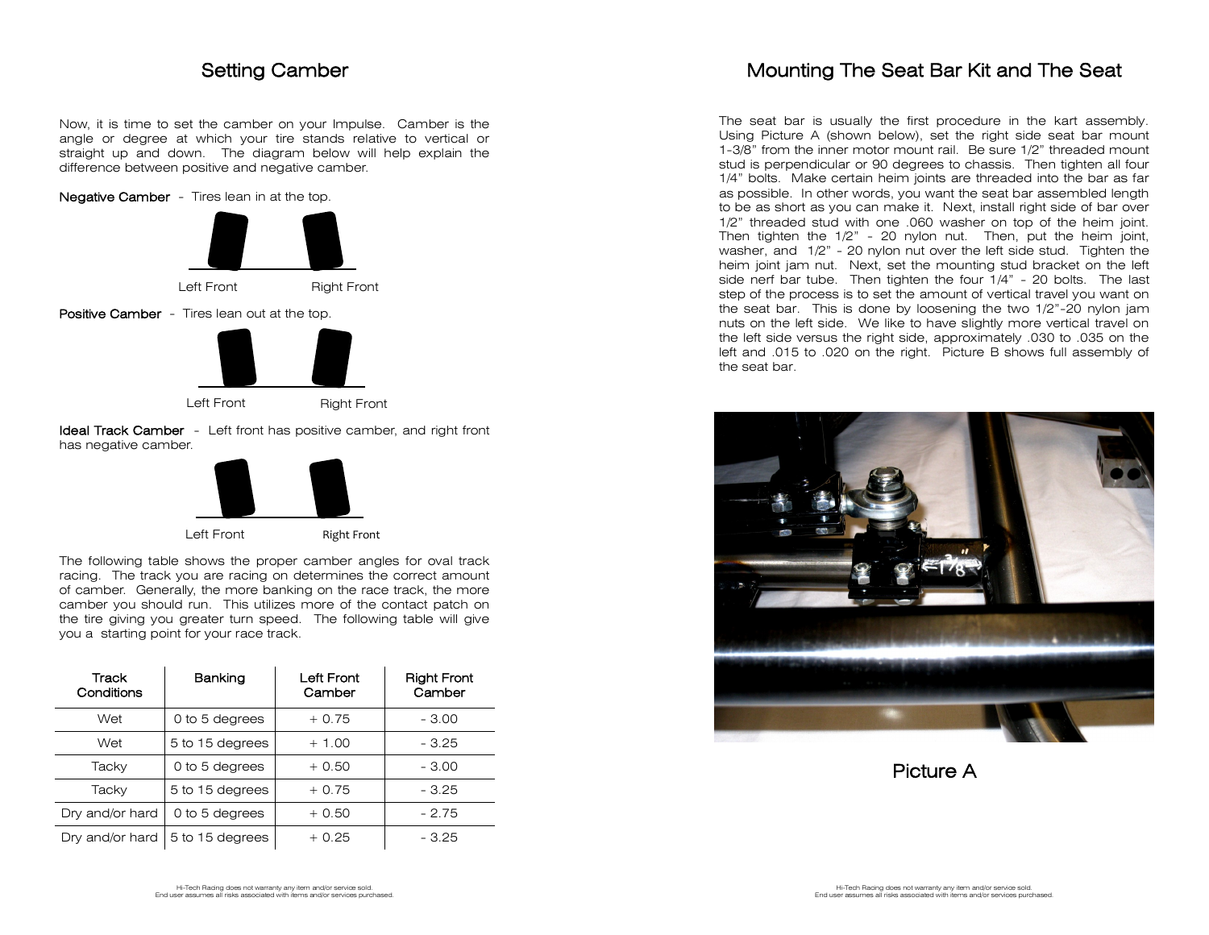# Setting Camber

Now, it is time to set the camber on your Impulse. Camber is the angle or degree at which your tire stands relative to vertical or straight up and down. The diagram below will help explain the difference between positive and negative camber.

**Negative Camber** - Tires lean in at the top.

Left Front    Right Front

**Positive Camber** - Tires lean out at the top.

Left Front    Right Front

**Ideal Track Camber** - Left front has positive camber, and right front has negative camber.

Left Front    Right Front

The following table shows the proper camber angles for oval track racing. The track you are racing on determines the correct amount of camber. Generally, the more banking on the race track, the more camber you should run. This utilizes more of the contact patch on the tire giving you greater turn speed. The following table will give you a starting point for your race track.

| Track Conditions | Banking | Left Front Camber | Right Front Camber |
|---|---|---|---|
| Wet | 0 to 5 degrees | + 0.75 | - 3.00 |
| Wet | 5 to 15 degrees | + 1.00 | - 3.25 |
| Tacky | 0 to 5 degrees | + 0.50 | - 3.00 |
| Tacky | 5 to 15 degrees | + 0.75 | - 3.25 |
| Dry and/or hard | 0 to 5 degrees | + 0.50 | - 2.75 |
| Dry and/or hard | 5 to 15 degrees | + 0.25 | - 3.25 |

# Mounting The Seat Bar Kit and The Seat

The seat bar is usually the first procedure in the kart assembly. Using Picture A (shown below), set the right side seat bar mount 1-3/8" from the inner motor mount rail. Be sure 1/2" threaded mount stud is perpendicular or 90 degrees to chassis. Then tighten all four 1/4" bolts. Make certain heim joints are threaded into the bar as far as possible. In other words, you want the seat bar assembled length to be as short as you can make it. Next, install right side of bar over 1/2" threaded stud with one .060 washer on top of the heim joint. Then tighten the 1/2" - 20 nylon nut. Then, put the heim joint, washer, and 1/2" - 20 nylon nut over the left side stud. Tighten the heim joint jam nut. Next, set the mounting stud bracket on the left side nerf bar tube. Then tighten the four 1/4" - 20 bolts. The last step of the process is to set the amount of vertical travel you want on the seat bar. This is done by loosening the two 1/2"-20 nylon jam nuts on the left side. We like to have slightly more vertical travel on the left side versus the right side, approximately .030 to .035 on the left and .015 to .020 on the right. Picture B shows full assembly of the seat bar.

Picture A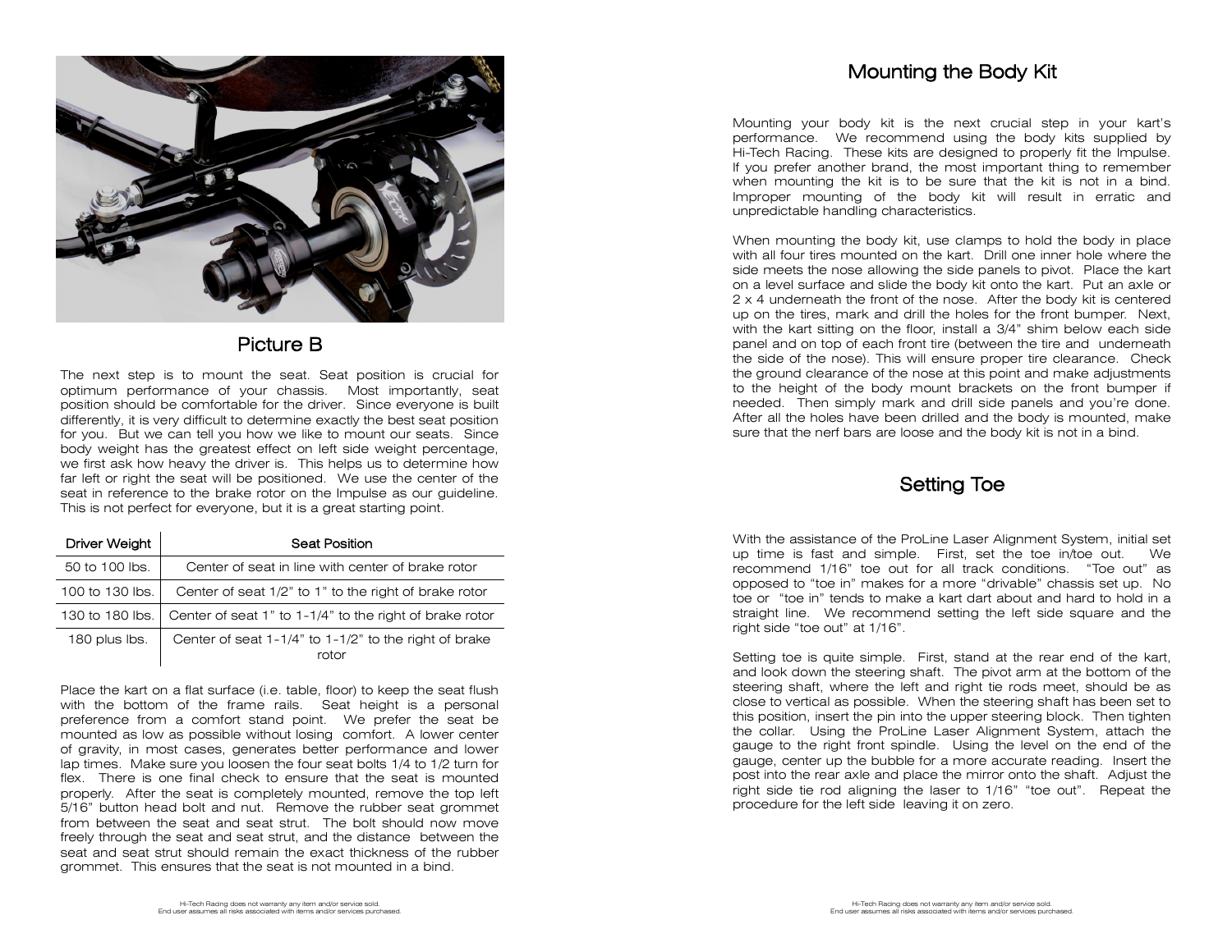## Picture B

The next step is to mount the seat. Seat position is crucial for optimum performance of your chassis. Most importantly, seat position should be comfortable for the driver. Since everyone is built differently, it is very difficult to determine exactly the best seat position for you. But we can tell you how we like to mount our seats. Since body weight has the greatest effect on left side weight percentage, we first ask how heavy the driver is. This helps us to determine how far left or right the seat will be positioned. We use the center of the seat in reference to the brake rotor on the Impulse as our guideline. This is not perfect for everyone, but it is a great starting point.

| Driver Weight | Seat Position |
| --- | --- |
| 50 to 100 lbs. | Center of seat in line with center of brake rotor |
| 100 to 130 lbs. | Center of seat 1/2" to 1" to the right of brake rotor |
| 130 to 180 lbs. | Center of seat 1" to 1-1/4" to the right of brake rotor |
| 180 plus lbs. | Center of seat 1-1/4" to 1-1/2" to the right of brake rotor |

Place the kart on a flat surface (i.e. table, floor) to keep the seat flush with the bottom of the frame rails. Seat height is a personal preference from a comfort stand point. We prefer the seat be mounted as low as possible without losing comfort. A lower center of gravity, in most cases, generates better performance and lower lap times. Make sure you loosen the four seat bolts 1/4 to 1/2 turn for flex. There is one final check to ensure that the seat is mounted properly. After the seat is completely mounted, remove the top left 5/16" button head bolt and nut. Remove the rubber seat grommet from between the seat and seat strut. The bolt should now move freely through the seat and seat strut, and the distance between the seat and seat strut should remain the exact thickness of the rubber grommet. This ensures that the seat is not mounted in a bind.

Hi-Tech Racing does not warranty any item and/or service sold.
End user assumes all risks associated with items and/or services purchased.

## Mounting the Body Kit

Mounting your body kit is the next crucial step in your kart's performance. We recommend using the body kits supplied by Hi-Tech Racing. These kits are designed to properly fit the Impulse. If you prefer another brand, the most important thing to remember when mounting the kit is to be sure that the kit is not in a bind. Improper mounting of the body kit will result in erratic and unpredictable handling characteristics.

When mounting the body kit, use clamps to hold the body in place with all four tires mounted on the kart. Drill one inner hole where the side meets the nose allowing the side panels to pivot. Place the kart on a level surface and slide the body kit onto the kart. Put an axle or 2 x 4 underneath the front of the nose. After the body kit is centered up on the tires, mark and drill the holes for the front bumper. Next, with the kart sitting on the floor, install a 3/4" shim below each side panel and on top of each front tire (between the tire and underneath the side of the nose). This will ensure proper tire clearance. Check the ground clearance of the nose at this point and make adjustments to the height of the body mount brackets on the front bumper if needed. Then simply mark and drill side panels and you're done. After all the holes have been drilled and the body is mounted, make sure that the nerf bars are loose and the body kit is not in a bind.

## Setting Toe

With the assistance of the ProLine Laser Alignment System, initial set up time is fast and simple. First, set the toe in/toe out. We recommend 1/16" toe out for all track conditions. "Toe out" as opposed to "toe in" makes for a more "drivable" chassis set up. No toe or "toe in" tends to make a kart dart about and hard to hold in a straight line. We recommend setting the left side square and the right side "toe out" at 1/16".

Setting toe is quite simple. First, stand at the rear end of the kart, and look down the steering shaft. The pivot arm at the bottom of the steering shaft, where the left and right tie rods meet, should be as close to vertical as possible. When the steering shaft has been set to this position, insert the pin into the upper steering block. Then tighten the collar. Using the ProLine Laser Alignment System, attach the gauge to the right front spindle. Using the level on the end of the gauge, center up the bubble for a more accurate reading. Insert the post into the rear axle and place the mirror onto the shaft. Adjust the right side tie rod aligning the laser to 1/16" "toe out". Repeat the procedure for the left side leaving it on zero.

Hi-Tech Racing does not warranty any item and/or service sold.
End user assumes all risks associated with items and/or services purchased.